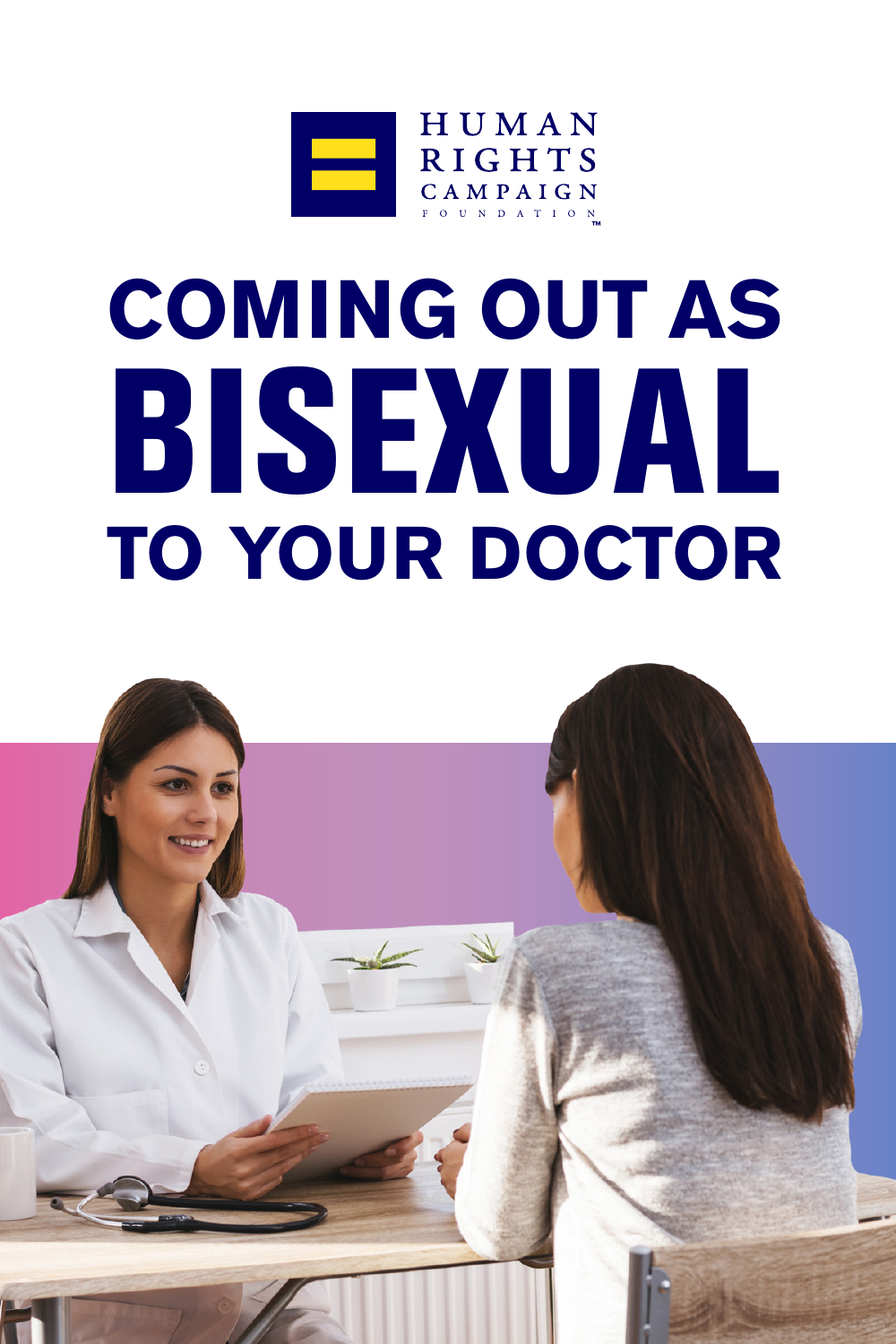HUMAN RIGHTS CAMPAIGN FOUNDATION™

# COMING OUT AS BISEXUAL TO YOUR DOCTOR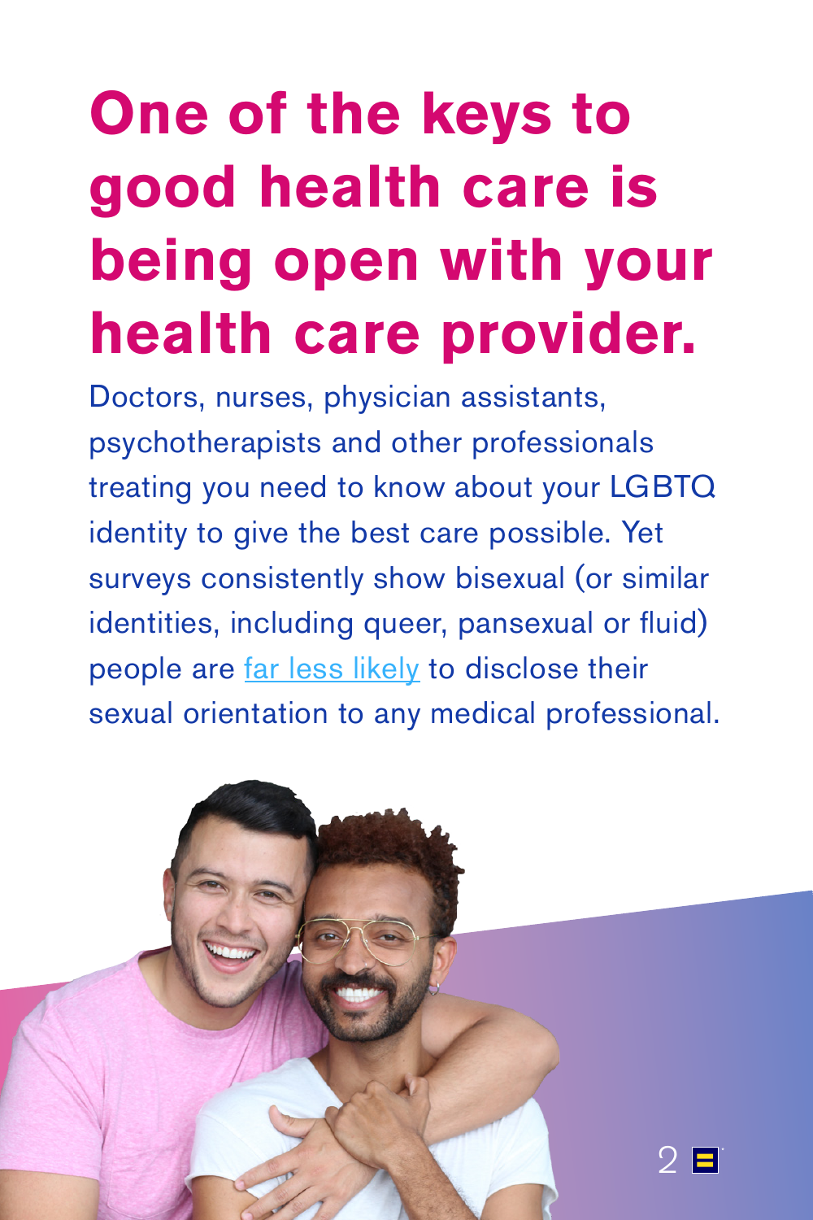# One of the keys to good health care is being open with your health care provider.

Doctors, nurses, physician assistants, psychotherapists and other professionals treating you need to know about your LGBTQ identity to give the best care possible. Yet surveys consistently show bisexual (or similar identities, including queer, pansexual or fluid) people are far less likely to disclose their sexual orientation to any medical professional.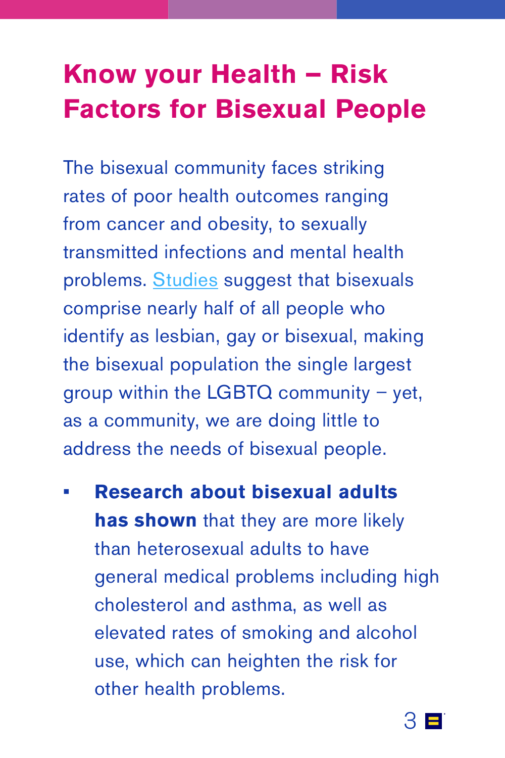# Know your Health – Risk Factors for Bisexual People

The bisexual community faces striking rates of poor health outcomes ranging from cancer and obesity, to sexually transmitted infections and mental health problems. Studies suggest that bisexuals comprise nearly half of all people who identify as lesbian, gay or bisexual, making the bisexual population the single largest group within the LGBTQ community – yet, as a community, we are doing little to address the needs of bisexual people.

- **Research about bisexual adults has shown** that they are more likely than heterosexual adults to have general medical problems including high cholesterol and asthma, as well as elevated rates of smoking and alcohol use, which can heighten the risk for other health problems.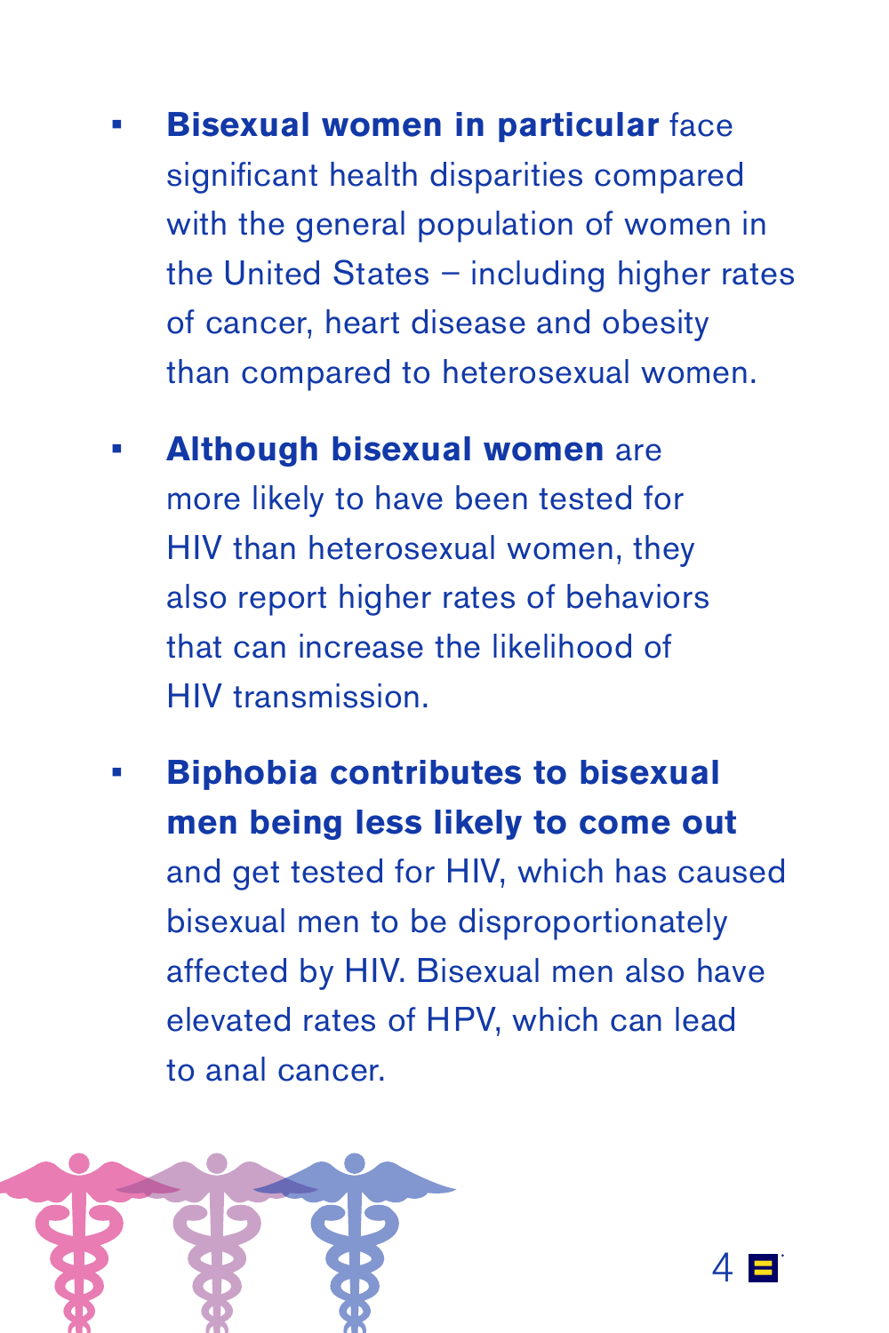- **Bisexual women in particular** face significant health disparities compared with the general population of women in the United States – including higher rates of cancer, heart disease and obesity than compared to heterosexual women.

- **Although bisexual women** are more likely to have been tested for HIV than heterosexual women, they also report higher rates of behaviors that can increase the likelihood of HIV transmission.

- **Biphobia contributes to bisexual men being less likely to come out** and get tested for HIV, which has caused bisexual men to be disproportionately affected by HIV. Bisexual men also have elevated rates of HPV, which can lead to anal cancer.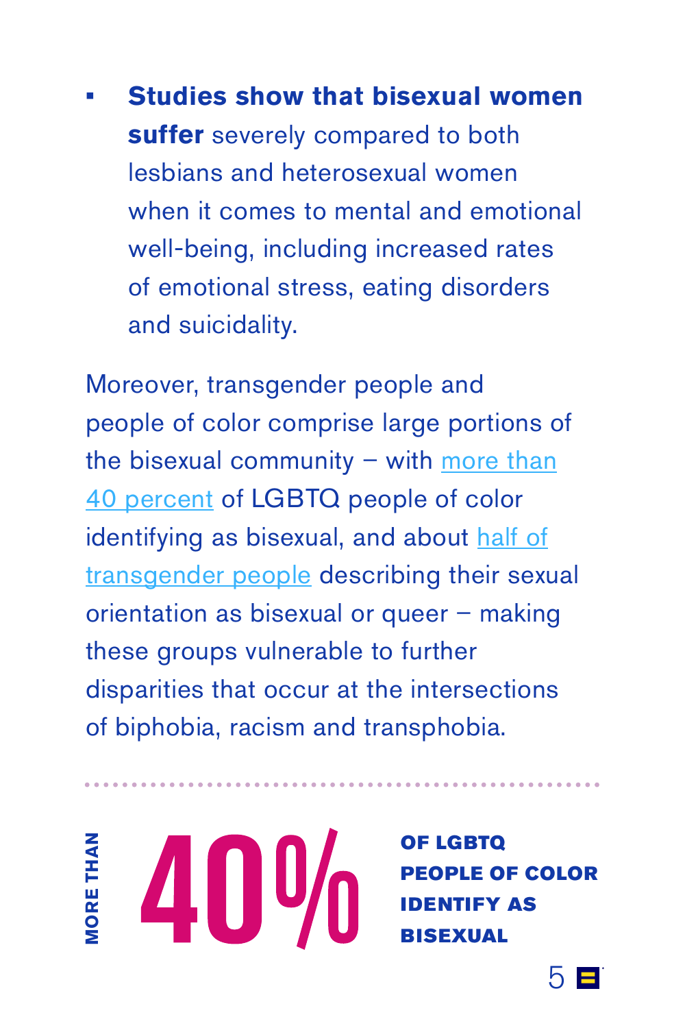- **Studies show that bisexual women suffer** severely compared to both lesbians and heterosexual women when it comes to mental and emotional well-being, including increased rates of emotional stress, eating disorders and suicidality.

Moreover, transgender people and people of color comprise large portions of the bisexual community – with more than 40 percent of LGBTQ people of color identifying as bisexual, and about half of transgender people describing their sexual orientation as bisexual or queer – making these groups vulnerable to further disparities that occur at the intersections of biphobia, racism and transphobia.

**MORE THAN 40% OF LGBTQ PEOPLE OF COLOR IDENTIFY AS BISEXUAL**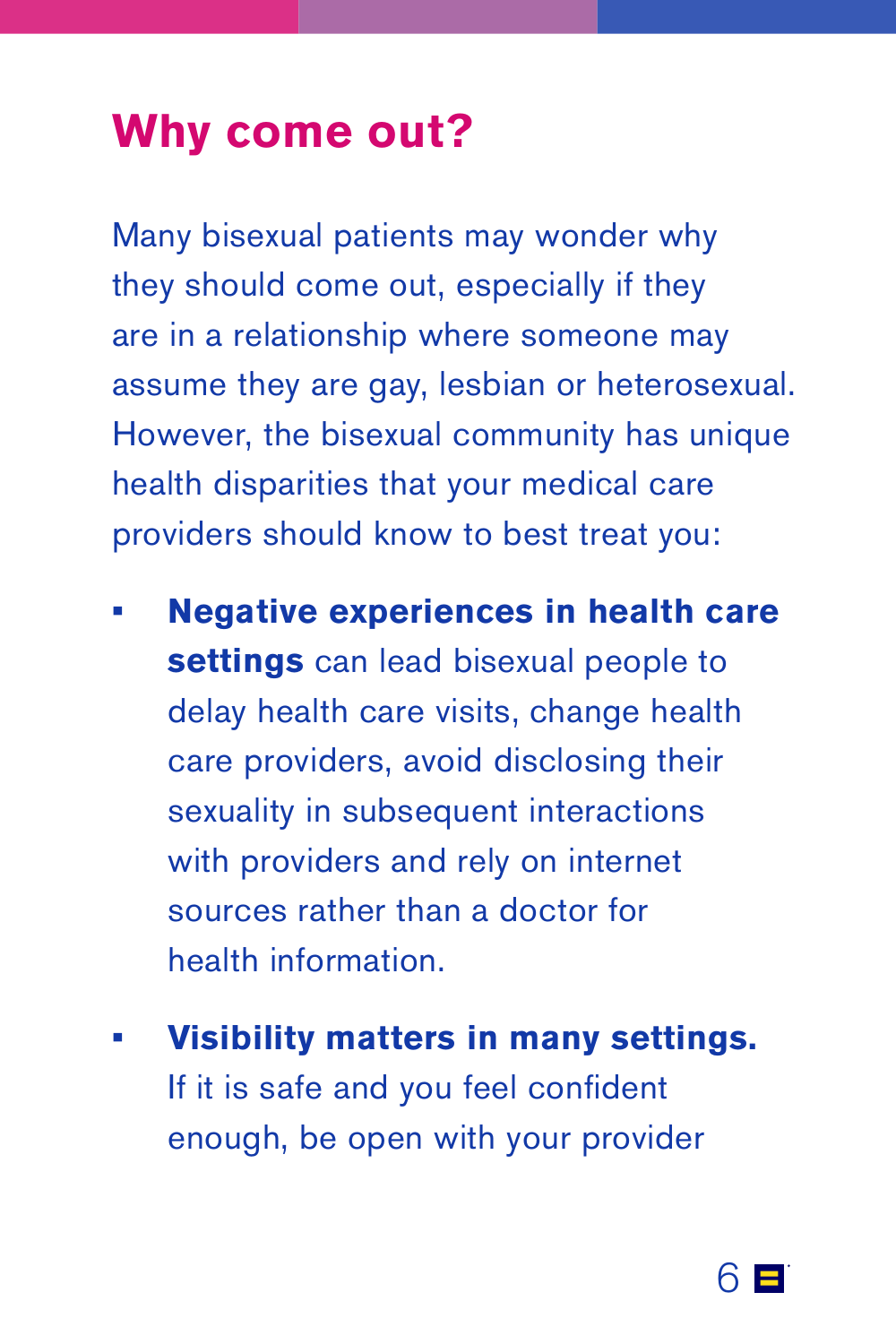## Why come out?

Many bisexual patients may wonder why they should come out, especially if they are in a relationship where someone may assume they are gay, lesbian or heterosexual. However, the bisexual community has unique health disparities that your medical care providers should know to best treat you:

- **Negative experiences in health care settings** can lead bisexual people to delay health care visits, change health care providers, avoid disclosing their sexuality in subsequent interactions with providers and rely on internet sources rather than a doctor for health information.
- **Visibility matters in many settings.** If it is safe and you feel confident enough, be open with your provider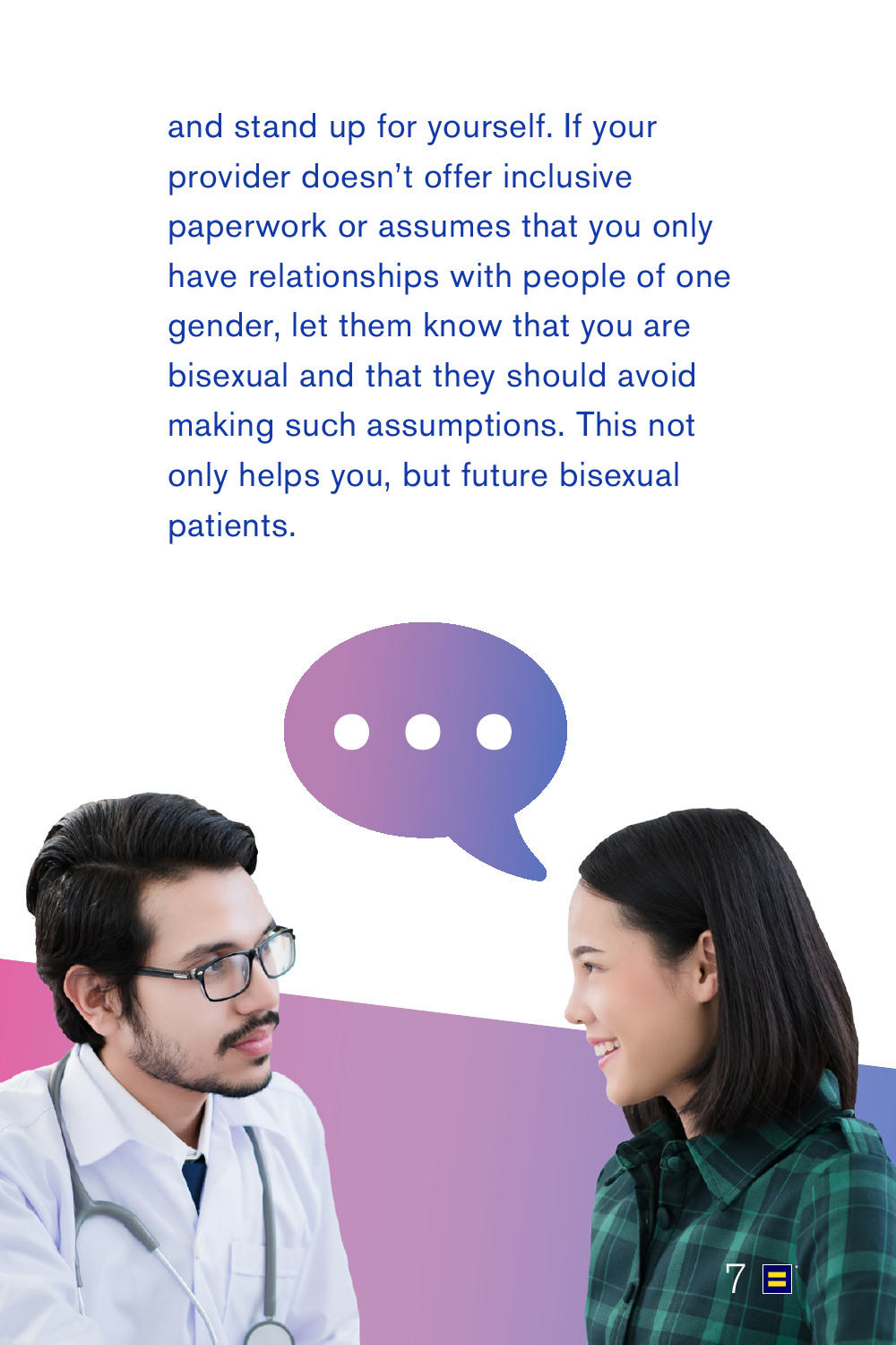and stand up for yourself. If your provider doesn't offer inclusive paperwork or assumes that you only have relationships with people of one gender, let them know that you are bisexual and that they should avoid making such assumptions. This not only helps you, but future bisexual patients.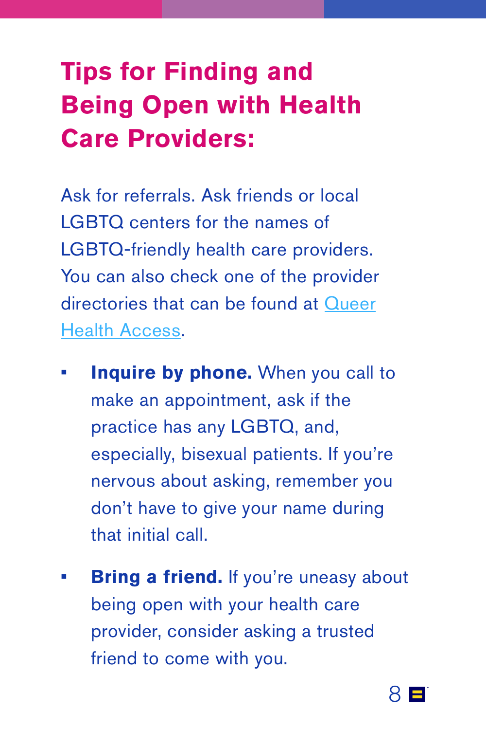# Tips for Finding and Being Open with Health Care Providers:

Ask for referrals. Ask friends or local LGBTQ centers for the names of LGBTQ-friendly health care providers. You can also check one of the provider directories that can be found at Queer Health Access.

- **Inquire by phone.** When you call to make an appointment, ask if the practice has any LGBTQ, and, especially, bisexual patients. If you're nervous about asking, remember you don't have to give your name during that initial call.

- **Bring a friend.** If you're uneasy about being open with your health care provider, consider asking a trusted friend to come with you.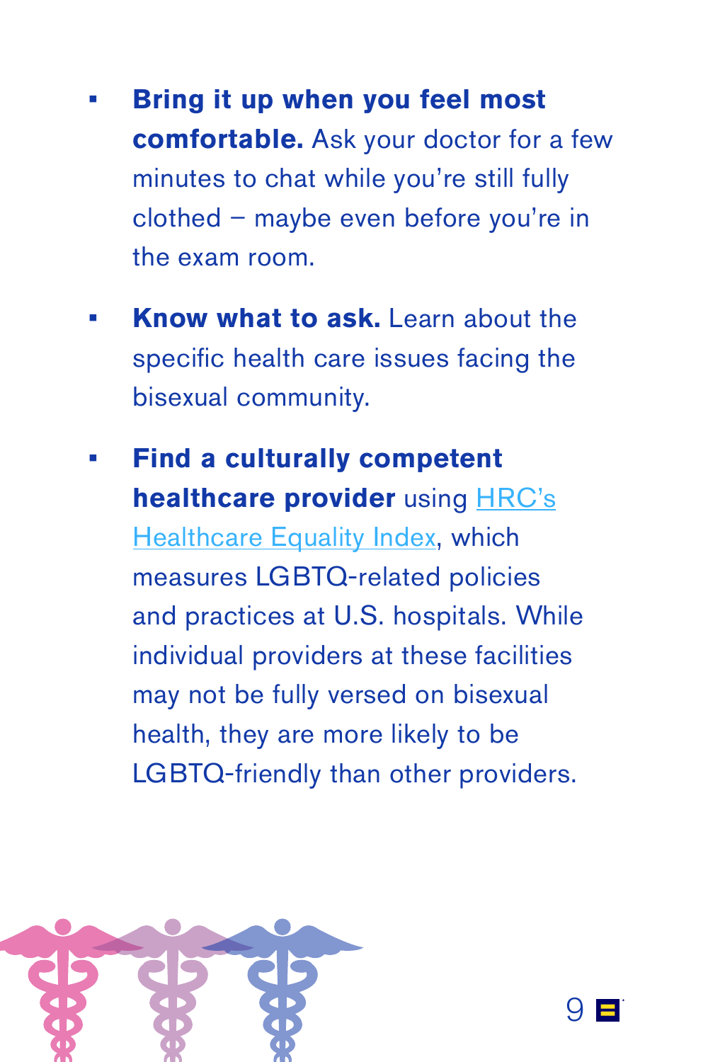- **Bring it up when you feel most comfortable.** Ask your doctor for a few minutes to chat while you're still fully clothed – maybe even before you're in the exam room.

- **Know what to ask.** Learn about the specific health care issues facing the bisexual community.

- **Find a culturally competent healthcare provider** using HRC's Healthcare Equality Index, which measures LGBTQ-related policies and practices at U.S. hospitals. While individual providers at these facilities may not be fully versed on bisexual health, they are more likely to be LGBTQ-friendly than other providers.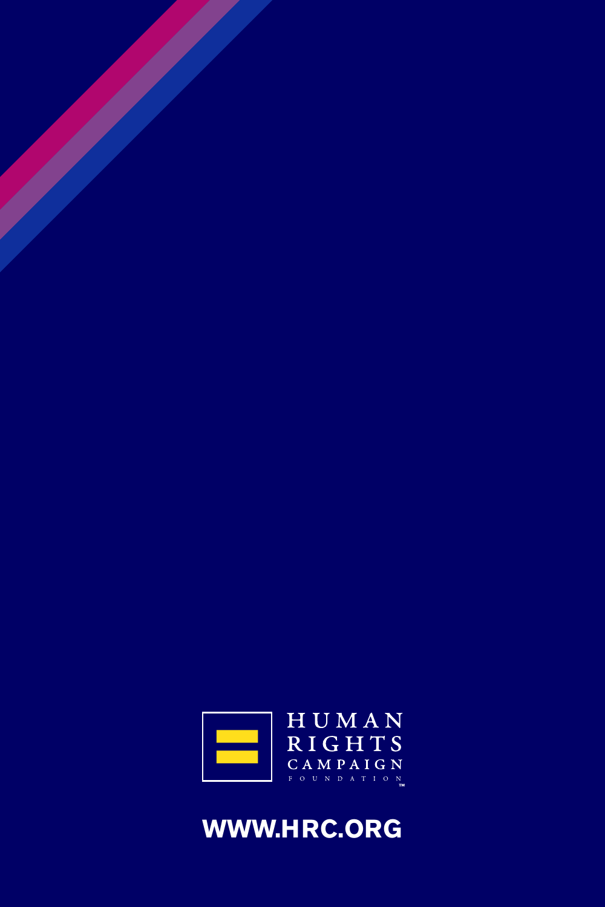HUMAN RIGHTS CAMPAIGN FOUNDATION

**WWW.HRC.ORG**